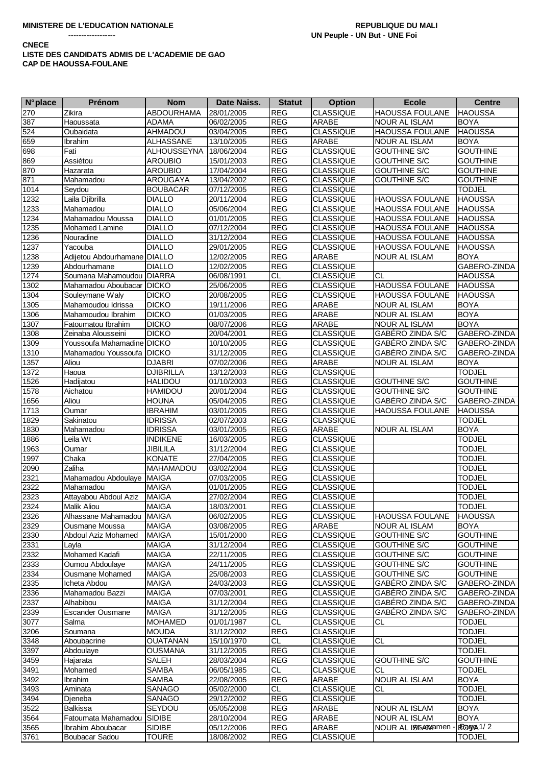**MINISTERE DE L'EDUCATION NATIONALE**

**------------------**

**REPUBLIQUE DU MALI**

**UN Peuple - UN But - UNE Foi**

**CNECE**

**LISTE DES CANDIDATS ADMIS DE L'ACADEMIE DE GAO**

**CAP DE HAOUSSA-FOULANE**

| N°place | Prénom | Nom | Date Naiss. | Statut | Option | Ecole | Centre |
|---|---|---|---|---|---|---|---|
| 270 | Zikira | ABDOURHAMA | 28/01/2005 | REG | CLASSIQUE | HAOUSSA FOULANE | HAOUSSA |
| 387 | Haoussata | ADAMA | 06/02/2005 | REG | ARABE | NOUR AL ISLAM | BOYA |
| 524 | Oubaidata | AHMADOU | 03/04/2005 | REG | CLASSIQUE | HAOUSSA FOULANE | HAOUSSA |
| 659 | Ibrahim | ALHASSANE | 13/10/2005 | REG | ARABE | NOUR AL ISLAM | BOYA |
| 698 | Fati | ALHOUSSEYNA | 18/06/2004 | REG | CLASSIQUE | GOUTHINE S/C | GOUTHINE |
| 869 | Assiétou | AROUBIO | 15/01/2003 | REG | CLASSIQUE | GOUTHINE S/C | GOUTHINE |
| 870 | Hazarata | AROUBIO | 17/04/2004 | REG | CLASSIQUE | GOUTHINE S/C | GOUTHINE |
| 871 | Mahamadou | AROUGAYA | 13/04/2002 | REG | CLASSIQUE | GOUTHINE S/C | GOUTHINE |
| 1014 | Seydou | BOUBACAR | 07/12/2005 | REG | CLASSIQUE | | TODJEL |
| 1232 | Laila Djibrilla | DIALLO | 20/11/2004 | REG | CLASSIQUE | HAOUSSA FOULANE | HAOUSSA |
| 1233 | Mahamadou | DIALLO | 05/06/2004 | REG | CLASSIQUE | HAOUSSA FOULANE | HAOUSSA |
| 1234 | Mahamadou Moussa | DIALLO | 01/01/2005 | REG | CLASSIQUE | HAOUSSA FOULANE | HAOUSSA |
| 1235 | Mohamed Lamine | DIALLO | 07/12/2004 | REG | CLASSIQUE | HAOUSSA FOULANE | HAOUSSA |
| 1236 | Nouradine | DIALLO | 31/12/2004 | REG | CLASSIQUE | HAOUSSA FOULANE | HAOUSSA |
| 1237 | Yacouba | DIALLO | 29/01/2005 | REG | CLASSIQUE | HAOUSSA FOULANE | HAOUSSA |
| 1238 | Adijetou Abdourhamane | DIALLO | 12/02/2005 | REG | ARABE | NOUR AL ISLAM | BOYA |
| 1239 | Abdourhamane | DIALLO | 12/02/2005 | REG | CLASSIQUE | | GABERO-ZINDA |
| 1274 | Soumana Mahamoudou | DIARRA | 06/08/1991 | CL | CLASSIQUE | CL | HAOUSSA |
| 1302 | Mahamadou Aboubacar | DICKO | 25/06/2005 | REG | CLASSIQUE | HAOUSSA FOULANE | HAOUSSA |
| 1304 | Souleymane Waly | DICKO | 20/08/2005 | REG | CLASSIQUE | HAOUSSA FOULANE | HAOUSSA |
| 1305 | Mahamoudou Idrissa | DICKO | 19/11/2006 | REG | ARABE | NOUR AL ISLAM | BOYA |
| 1306 | Mahamoudou Ibrahim | DICKO | 01/03/2005 | REG | ARABE | NOUR AL ISLAM | BOYA |
| 1307 | Fatoumatou Ibrahim | DICKO | 08/07/2006 | REG | ARABE | NOUR AL ISLAM | BOYA |
| 1308 | Zeinaba Alousseini | DICKO | 20/04/2001 | REG | CLASSIQUE | GABÉRO ZINDA S/C | GABERO-ZINDA |
| 1309 | Youssoufa Mahamadine | DICKO | 10/10/2005 | REG | CLASSIQUE | GABÉRO ZINDA S/C | GABERO-ZINDA |
| 1310 | Mahamadou Youssoufa | DICKO | 31/12/2005 | REG | CLASSIQUE | GABÉRO ZINDA S/C | GABERO-ZINDA |
| 1357 | Aliou | DJABRI | 07/02/2006 | REG | ARABE | NOUR AL ISLAM | BOYA |
| 1372 | Haoua | DJIBRILLA | 13/12/2003 | REG | CLASSIQUE | | TODJEL |
| 1526 | Hadijatou | HALIDOU | 01/10/2003 | REG | CLASSIQUE | GOUTHINE S/C | GOUTHINE |
| 1578 | Aichatou | HAMIDOU | 20/01/2004 | REG | CLASSIQUE | GOUTHINE S/C | GOUTHINE |
| 1656 | Aliou | HOUNA | 05/04/2005 | REG | CLASSIQUE | GABÉRO ZINDA S/C | GABERO-ZINDA |
| 1713 | Oumar | IBRAHIM | 03/01/2005 | REG | CLASSIQUE | HAOUSSA FOULANE | HAOUSSA |
| 1829 | Sakinatou | IDRISSA | 02/07/2003 | REG | CLASSIQUE | | TODJEL |
| 1830 | Mahamadou | IDRISSA | 03/01/2005 | REG | ARABE | NOUR AL ISLAM | BOYA |
| 1886 | Leila Wt | INDIKENE | 16/03/2005 | REG | CLASSIQUE | | TODJEL |
| 1963 | Oumar | JIBILILA | 31/12/2004 | REG | CLASSIQUE | | TODJEL |
| 1997 | Chaka | KONATE | 27/04/2005 | REG | CLASSIQUE | | TODJEL |
| 2090 | Zaliha | MAHAMADOU | 03/02/2004 | REG | CLASSIQUE | | TODJEL |
| 2321 | Mahamadou Abdoulaye | MAIGA | 07/03/2005 | REG | CLASSIQUE | | TODJEL |
| 2322 | Mahamadou | MAIGA | 01/01/2005 | REG | CLASSIQUE | | TODJEL |
| 2323 | Attayabou Abdoul Aziz | MAIGA | 27/02/2004 | REG | CLASSIQUE | | TODJEL |
| 2324 | Malik Aliou | MAIGA | 18/03/2001 | REG | CLASSIQUE | | TODJEL |
| 2326 | Alhassane Mahamadou | MAIGA | 06/02/2005 | REG | CLASSIQUE | HAOUSSA FOULANE | HAOUSSA |
| 2329 | Ousmane Moussa | MAIGA | 03/08/2005 | REG | ARABE | NOUR AL ISLAM | BOYA |
| 2330 | Abdoul Aziz Mohamed | MAIGA | 15/01/2000 | REG | CLASSIQUE | GOUTHINE S/C | GOUTHINE |
| 2331 | Layla | MAIGA | 31/12/2004 | REG | CLASSIQUE | GOUTHINE S/C | GOUTHINE |
| 2332 | Mohamed Kadafi | MAIGA | 22/11/2005 | REG | CLASSIQUE | GOUTHINE S/C | GOUTHINE |
| 2333 | Oumou Abdoulaye | MAIGA | 24/11/2005 | REG | CLASSIQUE | GOUTHINE S/C | GOUTHINE |
| 2334 | Ousmane Mohamed | MAIGA | 25/08/2003 | REG | CLASSIQUE | GOUTHINE S/C | GOUTHINE |
| 2335 | Icheta Abdou | MAIGA | 24/03/2003 | REG | CLASSIQUE | GABÉRO ZINDA S/C | GABERO-ZINDA |
| 2336 | Mahamadou Bazzi | MAIGA | 07/03/2001 | REG | CLASSIQUE | GABÉRO ZINDA S/C | GABERO-ZINDA |
| 2337 | Alhabibou | MAIGA | 31/12/2004 | REG | CLASSIQUE | GABÉRO ZINDA S/C | GABERO-ZINDA |
| 2339 | Escander Ousmane | MAIGA | 31/12/2005 | REG | CLASSIQUE | GABÉRO ZINDA S/C | GABERO-ZINDA |
| 3077 | Salma | MOHAMED | 01/01/1987 | CL | CLASSIQUE | CL | TODJEL |
| 3206 | Soumana | MOUDA | 31/12/2002 | REG | CLASSIQUE | | TODJEL |
| 3348 | Aboubacrine | OUATANAN | 15/10/1970 | CL | CLASSIQUE | CL | TODJEL |
| 3397 | Abdoulaye | OUSMANA | 31/12/2005 | REG | CLASSIQUE | | TODJEL |
| 3459 | Hajarata | SALEH | 28/03/2004 | REG | CLASSIQUE | GOUTHINE S/C | GOUTHINE |
| 3491 | Mohamed | SAMBA | 06/05/1985 | CL | CLASSIQUE | CL | TODJEL |
| 3492 | Ibrahim | SAMBA | 22/08/2005 | REG | ARABE | NOUR AL ISLAM | BOYA |
| 3493 | Aminata | SANAGO | 05/02/2000 | CL | CLASSIQUE | CL | TODJEL |
| 3494 | Djeneba | SANAGO | 29/12/2002 | REG | CLASSIQUE | | TODJEL |
| 3522 | Balkissa | SEYDOU | 05/05/2008 | REG | ARABE | NOUR AL ISLAM | BOYA |
| 3564 | Fatoumata Mahamadou | SIDIBE | 28/10/2004 | REG | ARABE | NOUR AL ISLAM | BOYA |
| 3565 | Ibrahim Aboubacar | SIDIBE | 05/12/2006 | REG | ARABE | NOUR AL ISLAM | BOYA |
| 3761 | Boubacar Sadou | TOURE | 18/08/2002 | REG | CLASSIQUE | | TODJEL |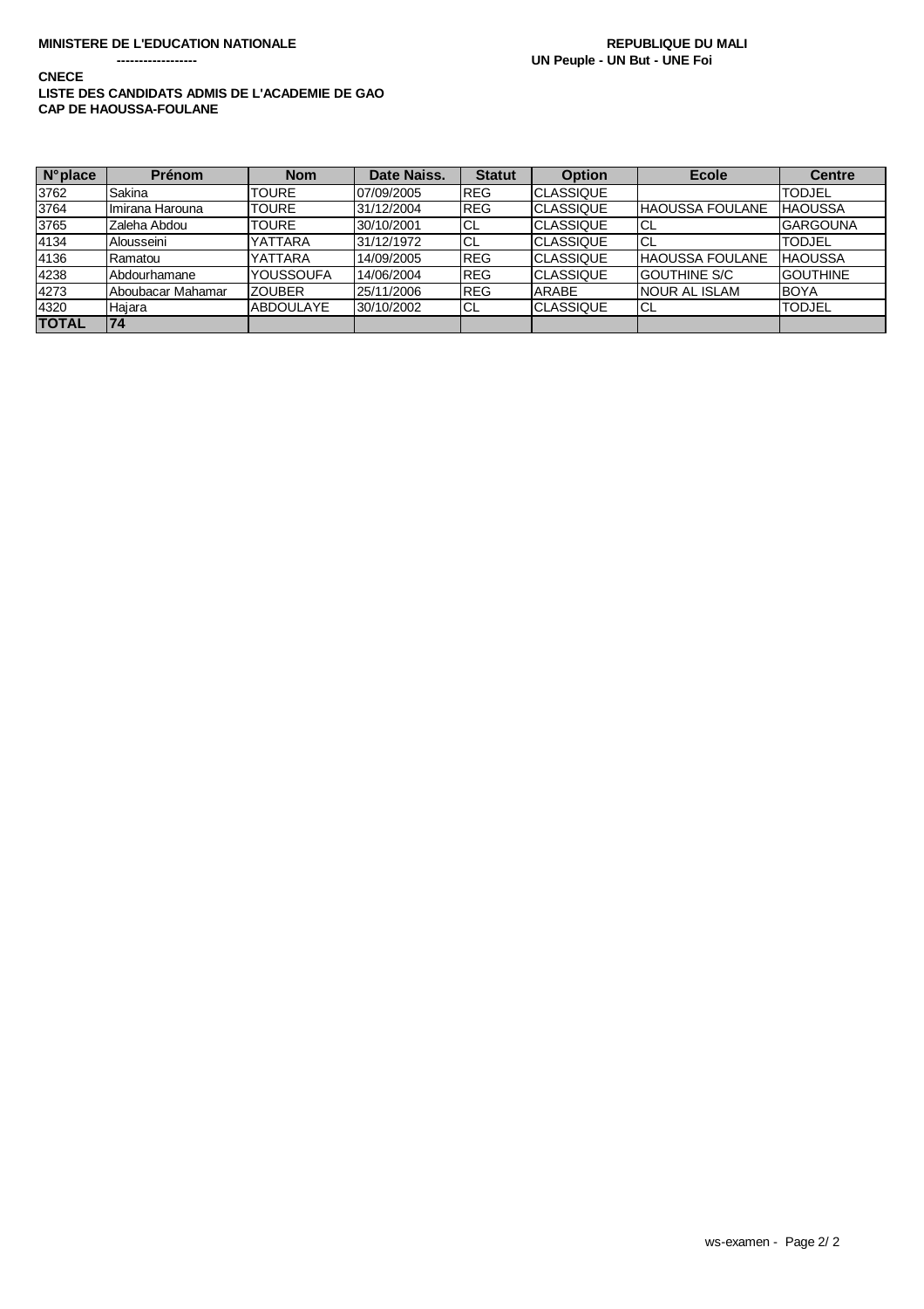**MINISTERE DE L'EDUCATION NATIONALE**

**------------------**

**REPUBLIQUE DU MALI**

**UN Peuple - UN But - UNE Foi**

**CNECE**

**LISTE DES CANDIDATS ADMIS DE L'ACADEMIE DE GAO**

**CAP DE HAOUSSA-FOULANE**

| N°place | Prénom | Nom | Date Naiss. | Statut | Option | Ecole | Centre |
|---|---|---|---|---|---|---|---|
| 3762 | Sakina | TOURE | 07/09/2005 | REG | CLASSIQUE | | TODJEL |
| 3764 | Imirana Harouna | TOURE | 31/12/2004 | REG | CLASSIQUE | HAOUSSA FOULANE | HAOUSSA |
| 3765 | Zaleha Abdou | TOURE | 30/10/2001 | CL | CLASSIQUE | CL | GARGOUNA |
| 4134 | Alousseini | YATTARA | 31/12/1972 | CL | CLASSIQUE | CL | TODJEL |
| 4136 | Ramatou | YATTARA | 14/09/2005 | REG | CLASSIQUE | HAOUSSA FOULANE | HAOUSSA |
| 4238 | Abdourhamane | YOUSSOUFA | 14/06/2004 | REG | CLASSIQUE | GOUTHINE S/C | GOUTHINE |
| 4273 | Aboubacar Mahamar | ZOUBER | 25/11/2006 | REG | ARABE | NOUR AL ISLAM | BOYA |
| 4320 | Hajara | ABDOULAYE | 30/10/2002 | CL | CLASSIQUE | CL | TODJEL |
| **TOTAL** | **74** | | | | | | |